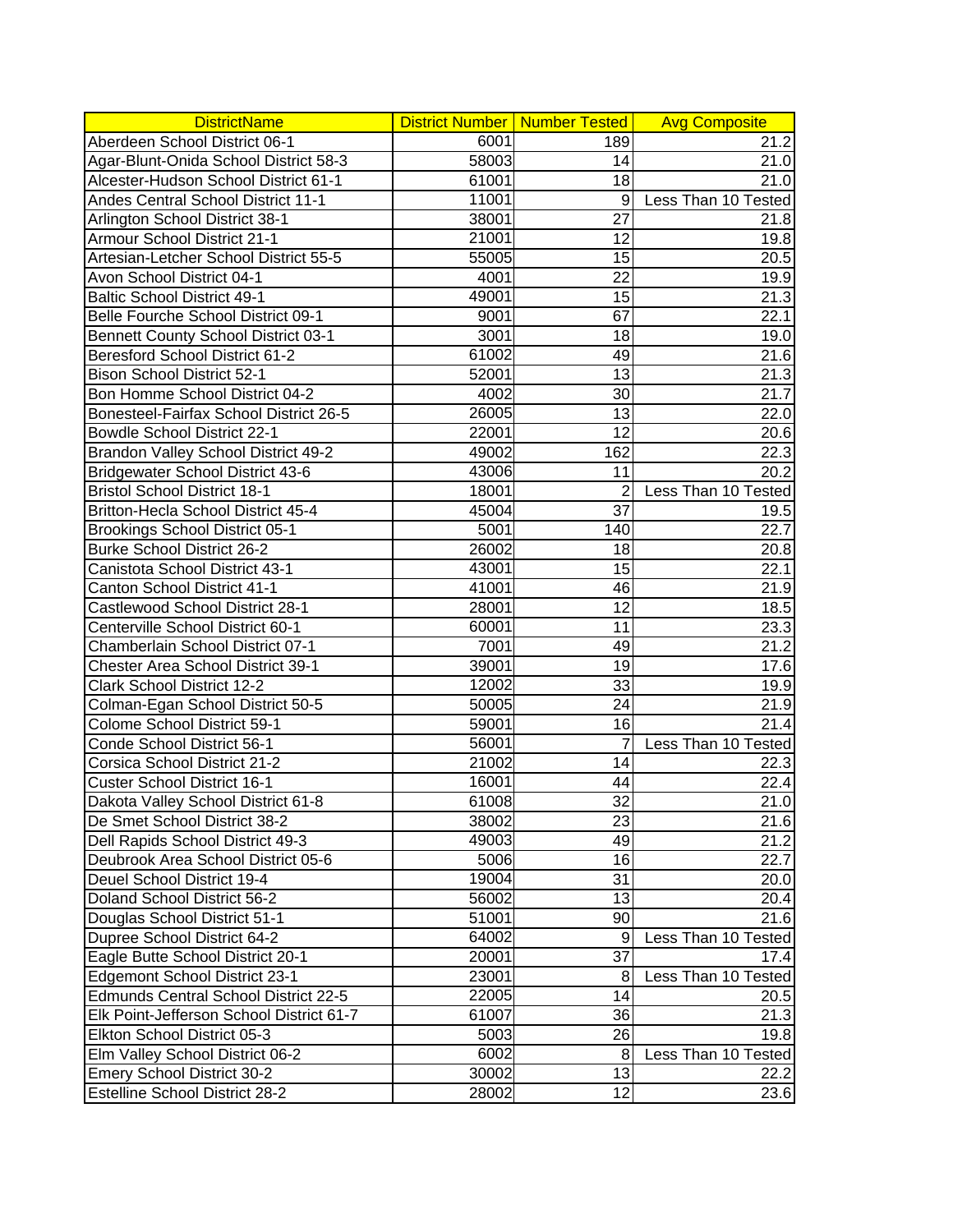| DistrictName | District Number | Number Tested | Avg Composite |
|---|---|---|---|
| Aberdeen School District 06-1 | 6001 | 189 | 21.2 |
| Agar-Blunt-Onida School District 58-3 | 58003 | 14 | 21.0 |
| Alcester-Hudson School District 61-1 | 61001 | 18 | 21.0 |
| Andes Central School District 11-1 | 11001 | 9 | Less Than 10 Tested |
| Arlington School District 38-1 | 38001 | 27 | 21.8 |
| Armour School District 21-1 | 21001 | 12 | 19.8 |
| Artesian-Letcher School District 55-5 | 55005 | 15 | 20.5 |
| Avon School District 04-1 | 4001 | 22 | 19.9 |
| Baltic School District 49-1 | 49001 | 15 | 21.3 |
| Belle Fourche School District 09-1 | 9001 | 67 | 22.1 |
| Bennett County School District 03-1 | 3001 | 18 | 19.0 |
| Beresford School District 61-2 | 61002 | 49 | 21.6 |
| Bison School District 52-1 | 52001 | 13 | 21.3 |
| Bon Homme School District 04-2 | 4002 | 30 | 21.7 |
| Bonesteel-Fairfax School District 26-5 | 26005 | 13 | 22.0 |
| Bowdle School District 22-1 | 22001 | 12 | 20.6 |
| Brandon Valley School District 49-2 | 49002 | 162 | 22.3 |
| Bridgewater School District 43-6 | 43006 | 11 | 20.2 |
| Bristol School District 18-1 | 18001 | 2 | Less Than 10 Tested |
| Britton-Hecla School District 45-4 | 45004 | 37 | 19.5 |
| Brookings School District 05-1 | 5001 | 140 | 22.7 |
| Burke School District 26-2 | 26002 | 18 | 20.8 |
| Canistota School District 43-1 | 43001 | 15 | 22.1 |
| Canton School District 41-1 | 41001 | 46 | 21.9 |
| Castlewood School District 28-1 | 28001 | 12 | 18.5 |
| Centerville School District 60-1 | 60001 | 11 | 23.3 |
| Chamberlain School District 07-1 | 7001 | 49 | 21.2 |
| Chester Area School District 39-1 | 39001 | 19 | 17.6 |
| Clark School District 12-2 | 12002 | 33 | 19.9 |
| Colman-Egan School District 50-5 | 50005 | 24 | 21.9 |
| Colome School District 59-1 | 59001 | 16 | 21.4 |
| Conde School District 56-1 | 56001 | 7 | Less Than 10 Tested |
| Corsica School District 21-2 | 21002 | 14 | 22.3 |
| Custer School District 16-1 | 16001 | 44 | 22.4 |
| Dakota Valley School District 61-8 | 61008 | 32 | 21.0 |
| De Smet School District 38-2 | 38002 | 23 | 21.6 |
| Dell Rapids School District 49-3 | 49003 | 49 | 21.2 |
| Deubrook Area School District 05-6 | 5006 | 16 | 22.7 |
| Deuel School District 19-4 | 19004 | 31 | 20.0 |
| Doland School District 56-2 | 56002 | 13 | 20.4 |
| Douglas School District 51-1 | 51001 | 90 | 21.6 |
| Dupree School District 64-2 | 64002 | 9 | Less Than 10 Tested |
| Eagle Butte School District 20-1 | 20001 | 37 | 17.4 |
| Edgemont School District 23-1 | 23001 | 8 | Less Than 10 Tested |
| Edmunds Central School District 22-5 | 22005 | 14 | 20.5 |
| Elk Point-Jefferson School District 61-7 | 61007 | 36 | 21.3 |
| Elkton School District 05-3 | 5003 | 26 | 19.8 |
| Elm Valley School District 06-2 | 6002 | 8 | Less Than 10 Tested |
| Emery School District 30-2 | 30002 | 13 | 22.2 |
| Estelline School District 28-2 | 28002 | 12 | 23.6 |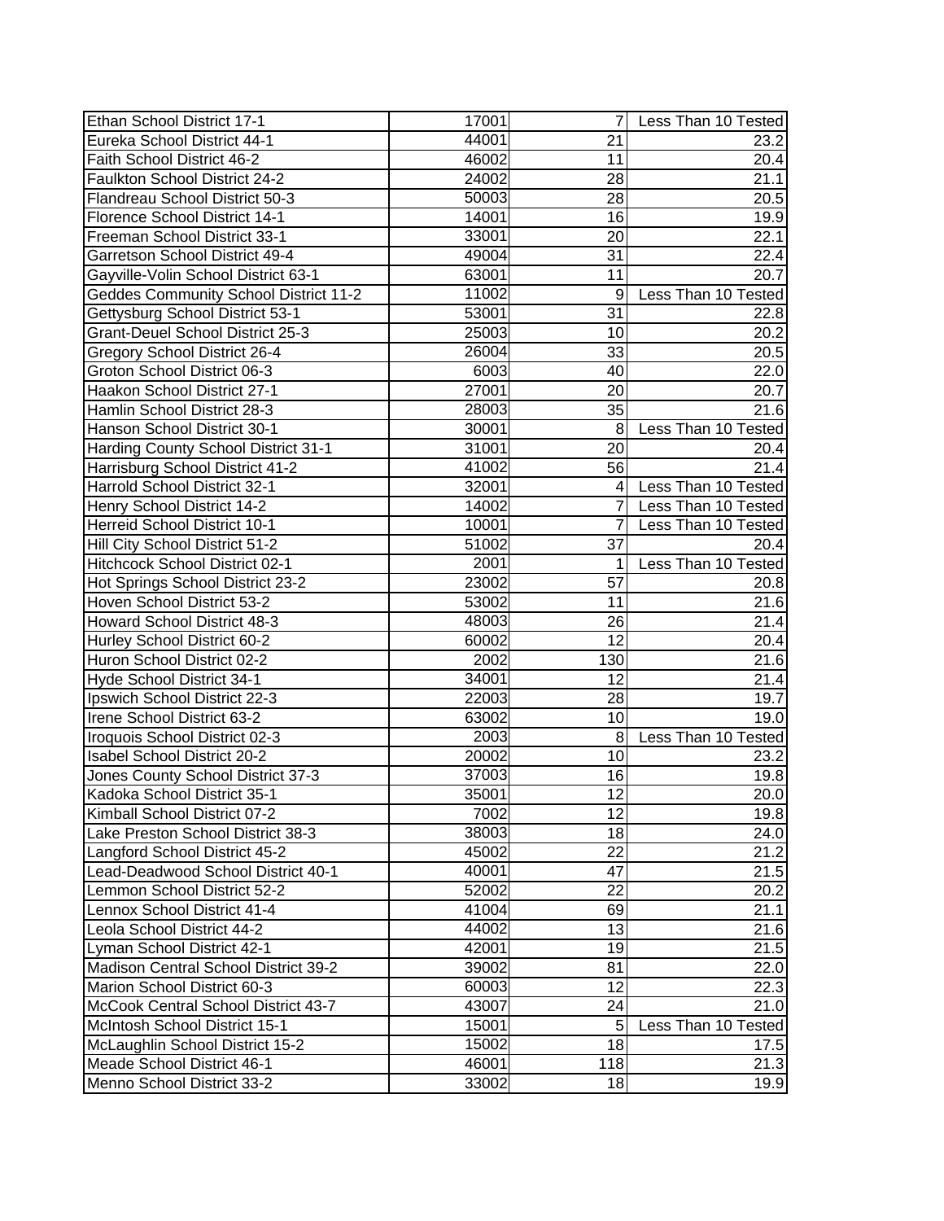| | | | |
|---|---|---|---|
| Ethan School District 17-1 | 17001 | 7 | Less Than 10 Tested |
| Eureka School District 44-1 | 44001 | 21 | 23.2 |
| Faith School District 46-2 | 46002 | 11 | 20.4 |
| Faulkton School District 24-2 | 24002 | 28 | 21.1 |
| Flandreau School District 50-3 | 50003 | 28 | 20.5 |
| Florence School District 14-1 | 14001 | 16 | 19.9 |
| Freeman School District 33-1 | 33001 | 20 | 22.1 |
| Garretson School District 49-4 | 49004 | 31 | 22.4 |
| Gayville-Volin School District 63-1 | 63001 | 11 | 20.7 |
| Geddes Community School District 11-2 | 11002 | 9 | Less Than 10 Tested |
| Gettysburg School District 53-1 | 53001 | 31 | 22.8 |
| Grant-Deuel School District 25-3 | 25003 | 10 | 20.2 |
| Gregory School District 26-4 | 26004 | 33 | 20.5 |
| Groton School District 06-3 | 6003 | 40 | 22.0 |
| Haakon School District 27-1 | 27001 | 20 | 20.7 |
| Hamlin School District 28-3 | 28003 | 35 | 21.6 |
| Hanson School District 30-1 | 30001 | 8 | Less Than 10 Tested |
| Harding County School District 31-1 | 31001 | 20 | 20.4 |
| Harrisburg School District 41-2 | 41002 | 56 | 21.4 |
| Harrold School District 32-1 | 32001 | 4 | Less Than 10 Tested |
| Henry School District 14-2 | 14002 | 7 | Less Than 10 Tested |
| Herreid School District 10-1 | 10001 | 7 | Less Than 10 Tested |
| Hill City School District 51-2 | 51002 | 37 | 20.4 |
| Hitchcock School District 02-1 | 2001 | 1 | Less Than 10 Tested |
| Hot Springs School District 23-2 | 23002 | 57 | 20.8 |
| Hoven School District 53-2 | 53002 | 11 | 21.6 |
| Howard School District 48-3 | 48003 | 26 | 21.4 |
| Hurley School District 60-2 | 60002 | 12 | 20.4 |
| Huron School District 02-2 | 2002 | 130 | 21.6 |
| Hyde School District 34-1 | 34001 | 12 | 21.4 |
| Ipswich School District 22-3 | 22003 | 28 | 19.7 |
| Irene School District 63-2 | 63002 | 10 | 19.0 |
| Iroquois School District 02-3 | 2003 | 8 | Less Than 10 Tested |
| Isabel School District 20-2 | 20002 | 10 | 23.2 |
| Jones County School District 37-3 | 37003 | 16 | 19.8 |
| Kadoka School District 35-1 | 35001 | 12 | 20.0 |
| Kimball School District 07-2 | 7002 | 12 | 19.8 |
| Lake Preston School District 38-3 | 38003 | 18 | 24.0 |
| Langford School District 45-2 | 45002 | 22 | 21.2 |
| Lead-Deadwood School District 40-1 | 40001 | 47 | 21.5 |
| Lemmon School District 52-2 | 52002 | 22 | 20.2 |
| Lennox School District 41-4 | 41004 | 69 | 21.1 |
| Leola School District 44-2 | 44002 | 13 | 21.6 |
| Lyman School District 42-1 | 42001 | 19 | 21.5 |
| Madison Central School District 39-2 | 39002 | 81 | 22.0 |
| Marion School District 60-3 | 60003 | 12 | 22.3 |
| McCook Central School District 43-7 | 43007 | 24 | 21.0 |
| McIntosh School District 15-1 | 15001 | 5 | Less Than 10 Tested |
| McLaughlin School District 15-2 | 15002 | 18 | 17.5 |
| Meade School District 46-1 | 46001 | 118 | 21.3 |
| Menno School District 33-2 | 33002 | 18 | 19.9 |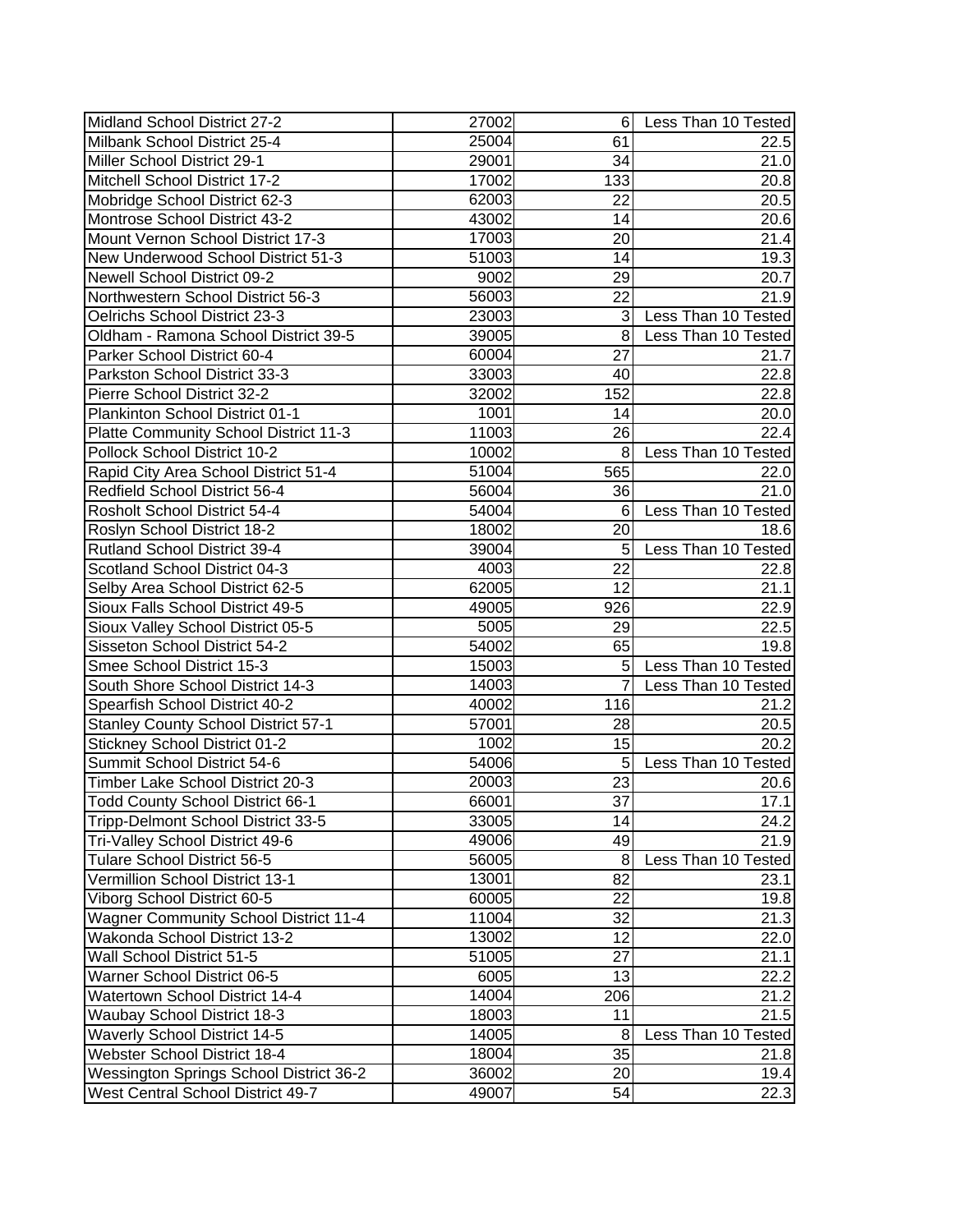| | | | |
|---|---|---|---|
| Midland School District 27-2 | 27002 | 6 | Less Than 10 Tested |
| Milbank School District 25-4 | 25004 | 61 | 22.5 |
| Miller School District 29-1 | 29001 | 34 | 21.0 |
| Mitchell School District 17-2 | 17002 | 133 | 20.8 |
| Mobridge School District 62-3 | 62003 | 22 | 20.5 |
| Montrose School District 43-2 | 43002 | 14 | 20.6 |
| Mount Vernon School District 17-3 | 17003 | 20 | 21.4 |
| New Underwood School District 51-3 | 51003 | 14 | 19.3 |
| Newell School District 09-2 | 9002 | 29 | 20.7 |
| Northwestern School District 56-3 | 56003 | 22 | 21.9 |
| Oelrichs School District 23-3 | 23003 | 3 | Less Than 10 Tested |
| Oldham - Ramona School District 39-5 | 39005 | 8 | Less Than 10 Tested |
| Parker School District 60-4 | 60004 | 27 | 21.7 |
| Parkston School District 33-3 | 33003 | 40 | 22.8 |
| Pierre School District 32-2 | 32002 | 152 | 22.8 |
| Plankinton School District 01-1 | 1001 | 14 | 20.0 |
| Platte Community School District 11-3 | 11003 | 26 | 22.4 |
| Pollock School District 10-2 | 10002 | 8 | Less Than 10 Tested |
| Rapid City Area School District 51-4 | 51004 | 565 | 22.0 |
| Redfield School District 56-4 | 56004 | 36 | 21.0 |
| Rosholt School District 54-4 | 54004 | 6 | Less Than 10 Tested |
| Roslyn School District 18-2 | 18002 | 20 | 18.6 |
| Rutland School District 39-4 | 39004 | 5 | Less Than 10 Tested |
| Scotland School District 04-3 | 4003 | 22 | 22.8 |
| Selby Area School District 62-5 | 62005 | 12 | 21.1 |
| Sioux Falls School District 49-5 | 49005 | 926 | 22.9 |
| Sioux Valley School District 05-5 | 5005 | 29 | 22.5 |
| Sisseton School District 54-2 | 54002 | 65 | 19.8 |
| Smee School District 15-3 | 15003 | 5 | Less Than 10 Tested |
| South Shore School District 14-3 | 14003 | 7 | Less Than 10 Tested |
| Spearfish School District 40-2 | 40002 | 116 | 21.2 |
| Stanley County School District 57-1 | 57001 | 28 | 20.5 |
| Stickney School District 01-2 | 1002 | 15 | 20.2 |
| Summit School District 54-6 | 54006 | 5 | Less Than 10 Tested |
| Timber Lake School District 20-3 | 20003 | 23 | 20.6 |
| Todd County School District 66-1 | 66001 | 37 | 17.1 |
| Tripp-Delmont School District 33-5 | 33005 | 14 | 24.2 |
| Tri-Valley School District 49-6 | 49006 | 49 | 21.9 |
| Tulare School District 56-5 | 56005 | 8 | Less Than 10 Tested |
| Vermillion School District 13-1 | 13001 | 82 | 23.1 |
| Viborg School District 60-5 | 60005 | 22 | 19.8 |
| Wagner Community School District 11-4 | 11004 | 32 | 21.3 |
| Wakonda School District 13-2 | 13002 | 12 | 22.0 |
| Wall School District 51-5 | 51005 | 27 | 21.1 |
| Warner School District 06-5 | 6005 | 13 | 22.2 |
| Watertown School District 14-4 | 14004 | 206 | 21.2 |
| Waubay School District 18-3 | 18003 | 11 | 21.5 |
| Waverly School District 14-5 | 14005 | 8 | Less Than 10 Tested |
| Webster School District 18-4 | 18004 | 35 | 21.8 |
| Wessington Springs School District 36-2 | 36002 | 20 | 19.4 |
| West Central School District 49-7 | 49007 | 54 | 22.3 |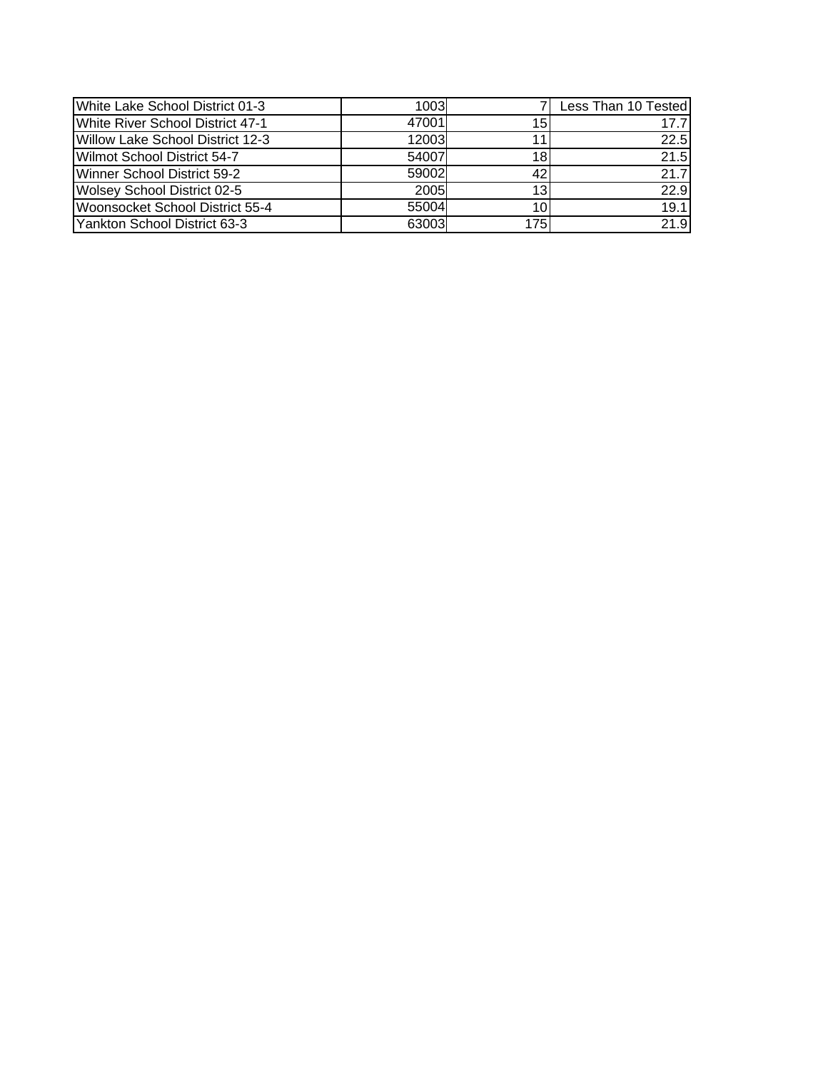| | | | |
|---|---|---|---|
| White Lake School District 01-3 | 1003 | 7 | Less Than 10 Tested |
| White River School District 47-1 | 47001 | 15 | 17.7 |
| Willow Lake School District 12-3 | 12003 | 11 | 22.5 |
| Wilmot School District 54-7 | 54007 | 18 | 21.5 |
| Winner School District 59-2 | 59002 | 42 | 21.7 |
| Wolsey School District 02-5 | 2005 | 13 | 22.9 |
| Woonsocket School District 55-4 | 55004 | 10 | 19.1 |
| Yankton School District 63-3 | 63003 | 175 | 21.9 |